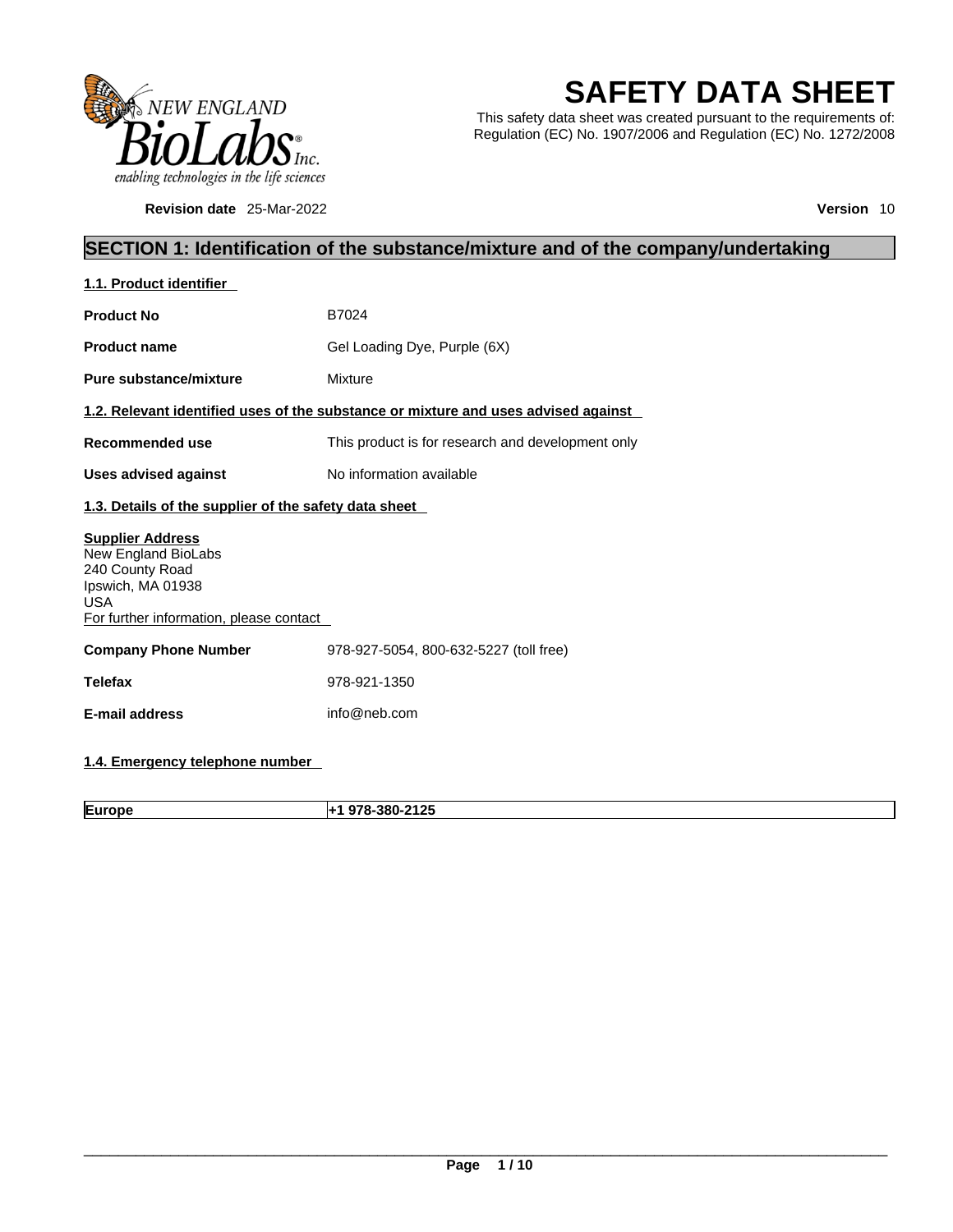# SAFETY DATA SHEET

This safety data sheet was created pursuant to the requirements of: Regulation (EC) No. 1907/2006 and Regulation (EC) No. 1272/2008

**Revision date** 25-Mar-2022 **Version** 10

## SECTION 1: Identification of the substance/mixture and of the company/undertaking

### 1.1. Product identifier

**Product No** B7024

**Product name** Gel Loading Dye, Purple (6X)

**Pure substance/mixture** Mixture

### 1.2. Relevant identified uses of the substance or mixture and uses advised against

**Recommended use** This product is for research and development only

**Uses advised against** No information available

### 1.3. Details of the supplier of the safety data sheet

**Supplier Address**
New England BioLabs
240 County Road
Ipswich, MA 01938
USA
For further information, please contact

**Company Phone Number** 978-927-5054, 800-632-5227 (toll free)

**Telefax** 978-921-1350

**E-mail address** info@neb.com

### 1.4. Emergency telephone number

| Europe | +1 978-380-2125 |
|---|---|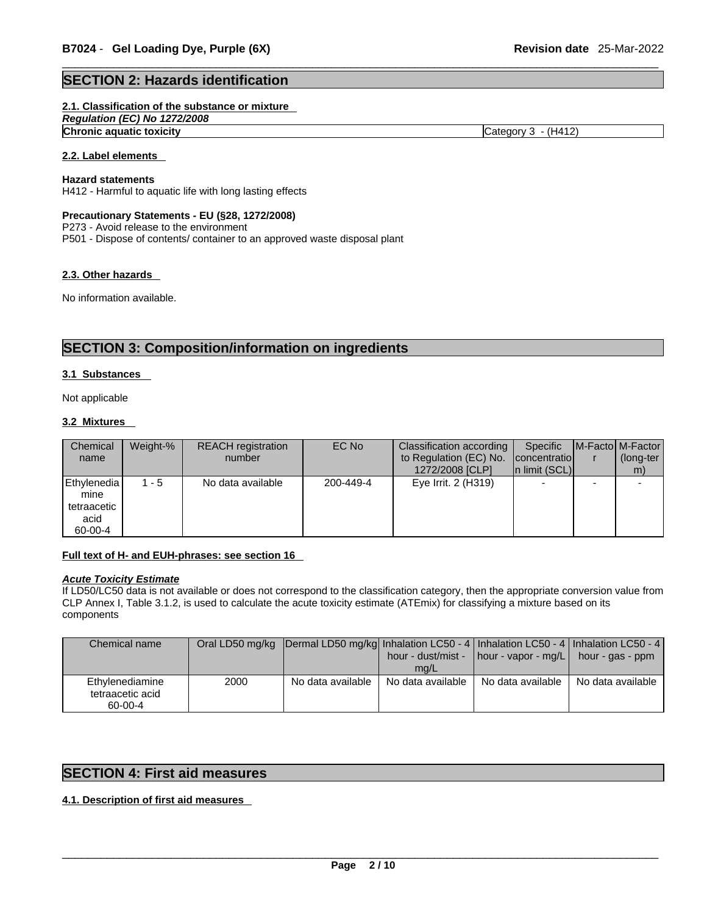## SECTION 2: Hazards identification

### 2.1. Classification of the substance or mixture

*Regulation (EC) No 1272/2008*

| | |
|---|---|
| **Chronic aquatic toxicity** | Category 3 - (H412) |

### 2.2. Label elements

**Hazard statements**

H412 - Harmful to aquatic life with long lasting effects

**Precautionary Statements - EU (§28, 1272/2008)**

P273 - Avoid release to the environment

P501 - Dispose of contents/ container to an approved waste disposal plant

### 2.3. Other hazards

No information available.

## SECTION 3: Composition/information on ingredients

### 3.1 Substances

Not applicable

### 3.2 Mixtures

| Chemical name | Weight-% | REACH registration number | EC No | Classification according to Regulation (EC) No. 1272/2008 [CLP] | Specific concentration limit (SCL) | M-Factor | M-Factor (long-term) |
|---|---|---|---|---|---|---|---|
| Ethylenediamine tetraacetic acid 60-00-4 | 1 - 5 | No data available | 200-449-4 | Eye Irrit. 2 (H319) | - | - | - |

**Full text of H- and EUH-phrases: see section 16**

***Acute Toxicity Estimate***

If LD50/LC50 data is not available or does not correspond to the classification category, then the appropriate conversion value from CLP Annex I, Table 3.1.2, is used to calculate the acute toxicity estimate (ATEmix) for classifying a mixture based on its components

| Chemical name | Oral LD50 mg/kg | Dermal LD50 mg/kg | Inhalation LC50 - 4 hour - dust/mist - mg/L | Inhalation LC50 - 4 hour - vapor - mg/L | Inhalation LC50 - 4 hour - gas - ppm |
|---|---|---|---|---|---|
| Ethylenediamine tetraacetic acid 60-00-4 | 2000 | No data available | No data available | No data available | No data available |

## SECTION 4: First aid measures

### 4.1. Description of first aid measures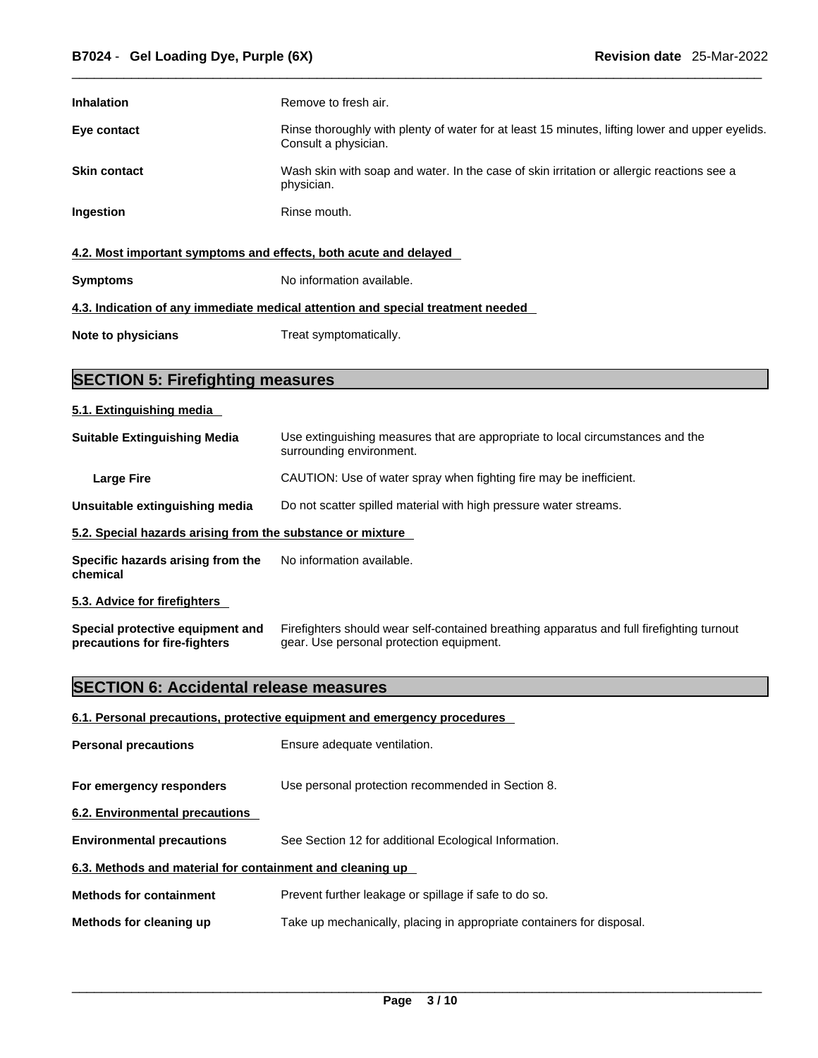| | |
|---|---|
| **Inhalation** | Remove to fresh air. |
| **Eye contact** | Rinse thoroughly with plenty of water for at least 15 minutes, lifting lower and upper eyelids. Consult a physician. |
| **Skin contact** | Wash skin with soap and water. In the case of skin irritation or allergic reactions see a physician. |
| **Ingestion** | Rinse mouth. |

**4.2. Most important symptoms and effects, both acute and delayed**

| | |
|---|---|
| **Symptoms** | No information available. |

**4.3. Indication of any immediate medical attention and special treatment needed**

| | |
|---|---|
| **Note to physicians** | Treat symptomatically. |

## SECTION 5: Firefighting measures

**5.1. Extinguishing media**

| | |
|---|---|
| **Suitable Extinguishing Media** | Use extinguishing measures that are appropriate to local circumstances and the surrounding environment. |
| **Large Fire** | CAUTION: Use of water spray when fighting fire may be inefficient. |
| **Unsuitable extinguishing media** | Do not scatter spilled material with high pressure water streams. |

**5.2. Special hazards arising from the substance or mixture**

| | |
|---|---|
| **Specific hazards arising from the chemical** | No information available. |

**5.3. Advice for firefighters**

| | |
|---|---|
| **Special protective equipment and precautions for fire-fighters** | Firefighters should wear self-contained breathing apparatus and full firefighting turnout gear. Use personal protection equipment. |

## SECTION 6: Accidental release measures

**6.1. Personal precautions, protective equipment and emergency procedures**

| | |
|---|---|
| **Personal precautions** | Ensure adequate ventilation. |
| **For emergency responders** | Use personal protection recommended in Section 8. |

**6.2. Environmental precautions**

| | |
|---|---|
| **Environmental precautions** | See Section 12 for additional Ecological Information. |

**6.3. Methods and material for containment and cleaning up**

| | |
|---|---|
| **Methods for containment** | Prevent further leakage or spillage if safe to do so. |
| **Methods for cleaning up** | Take up mechanically, placing in appropriate containers for disposal. |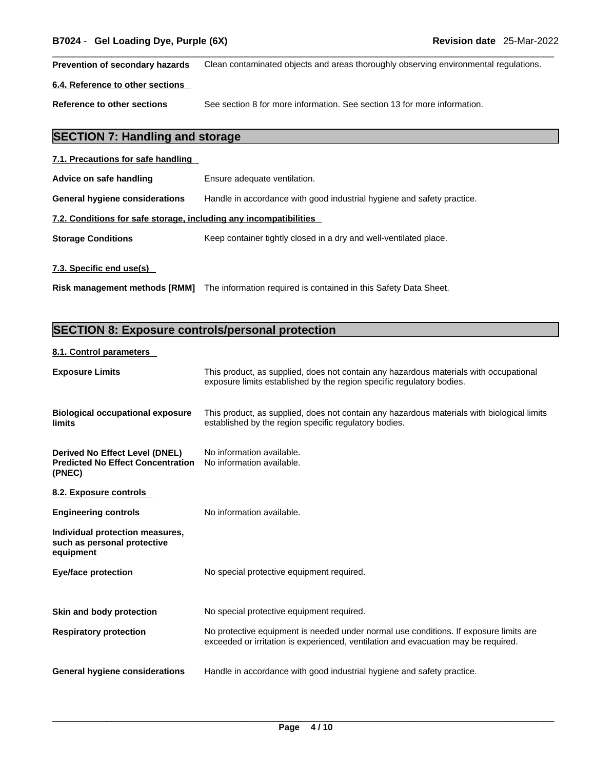**Prevention of secondary hazards** Clean contaminated objects and areas thoroughly observing environmental regulations.

### 6.4. Reference to other sections

**Reference to other sections** See section 8 for more information. See section 13 for more information.

## SECTION 7: Handling and storage

### 7.1. Precautions for safe handling

**Advice on safe handling** Ensure adequate ventilation.

**General hygiene considerations** Handle in accordance with good industrial hygiene and safety practice.

### 7.2. Conditions for safe storage, including any incompatibilities

**Storage Conditions** Keep container tightly closed in a dry and well-ventilated place.

### 7.3. Specific end use(s)

**Risk management methods [RMM]** The information required is contained in this Safety Data Sheet.

## SECTION 8: Exposure controls/personal protection

### 8.1. Control parameters

**Exposure Limits** This product, as supplied, does not contain any hazardous materials with occupational exposure limits established by the region specific regulatory bodies.

**Biological occupational exposure limits** This product, as supplied, does not contain any hazardous materials with biological limits established by the region specific regulatory bodies.

**Derived No Effect Level (DNEL)** No information available.
**Predicted No Effect Concentration (PNEC)** No information available.

### 8.2. Exposure controls

**Engineering controls** No information available.

**Individual protection measures, such as personal protective equipment**

**Eye/face protection** No special protective equipment required.

**Skin and body protection** No special protective equipment required.

**Respiratory protection** No protective equipment is needed under normal use conditions. If exposure limits are exceeded or irritation is experienced, ventilation and evacuation may be required.

**General hygiene considerations** Handle in accordance with good industrial hygiene and safety practice.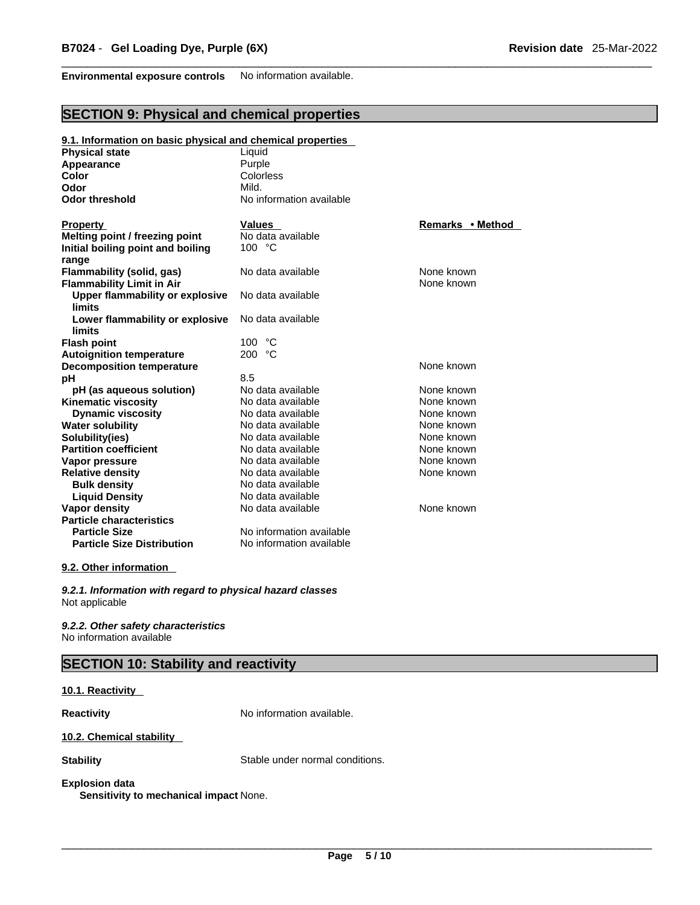**Environmental exposure controls** No information available.

## SECTION 9: Physical and chemical properties

### 9.1. Information on basic physical and chemical properties

| | |
|---|---|
| **Physical state** | Liquid |
| **Appearance** | Purple |
| **Color** | Colorless |
| **Odor** | Mild. |
| **Odor threshold** | No information available |

| Property | Values | Remarks • Method |
|---|---|---|
| **Melting point / freezing point** | No data available | |
| **Initial boiling point and boiling range** | 100 °C | |
| **Flammability (solid, gas)** | No data available | None known |
| **Flammability Limit in Air** | | None known |
| **Upper flammability or explosive limits** | No data available | |
| **Lower flammability or explosive limits** | No data available | |
| **Flash point** | 100 °C | |
| **Autoignition temperature** | 200 °C | |
| **Decomposition temperature** | | None known |
| **pH** | 8.5 | |
| **pH (as aqueous solution)** | No data available | None known |
| **Kinematic viscosity** | No data available | None known |
| **Dynamic viscosity** | No data available | None known |
| **Water solubility** | No data available | None known |
| **Solubility(ies)** | No data available | None known |
| **Partition coefficient** | No data available | None known |
| **Vapor pressure** | No data available | None known |
| **Relative density** | No data available | None known |
| **Bulk density** | No data available | |
| **Liquid Density** | No data available | |
| **Vapor density** | No data available | None known |
| **Particle characteristics** | | |
| **Particle Size** | No information available | |
| **Particle Size Distribution** | No information available | |

### 9.2. Other information

***9.2.1. Information with regard to physical hazard classes***
Not applicable

***9.2.2. Other safety characteristics***
No information available

## SECTION 10: Stability and reactivity

### 10.1. Reactivity

**Reactivity** No information available.

### 10.2. Chemical stability

**Stability** Stable under normal conditions.

**Explosion data**
**Sensitivity to mechanical impact** None.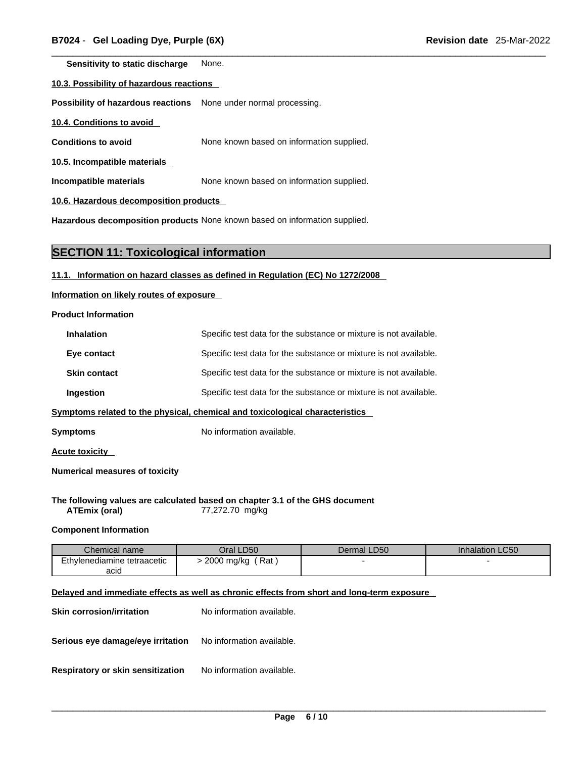**Sensitivity to static discharge** None.

**10.3. Possibility of hazardous reactions**

**Possibility of hazardous reactions** None under normal processing.

**10.4. Conditions to avoid**

**Conditions to avoid** None known based on information supplied.

**10.5. Incompatible materials**

**Incompatible materials** None known based on information supplied.

**10.6. Hazardous decomposition products**

**Hazardous decomposition products** None known based on information supplied.

## SECTION 11: Toxicological information

**11.1. Information on hazard classes as defined in Regulation (EC) No 1272/2008**

**Information on likely routes of exposure**

**Product Information**

**Inhalation** Specific test data for the substance or mixture is not available.

**Eye contact** Specific test data for the substance or mixture is not available.

**Skin contact** Specific test data for the substance or mixture is not available.

**Ingestion** Specific test data for the substance or mixture is not available.

**Symptoms related to the physical, chemical and toxicological characteristics**

**Symptoms** No information available.

**Acute toxicity**

**Numerical measures of toxicity**

**The following values are calculated based on chapter 3.1 of the GHS document**

**ATEmix (oral)** 77,272.70 mg/kg

**Component Information**

| Chemical name | Oral LD50 | Dermal LD50 | Inhalation LC50 |
|---|---|---|---|
| Ethylenediamine tetraacetic acid | > 2000 mg/kg ( Rat ) | - | - |

**Delayed and immediate effects as well as chronic effects from short and long-term exposure**

**Skin corrosion/irritation** No information available.

**Serious eye damage/eye irritation** No information available.

**Respiratory or skin sensitization** No information available.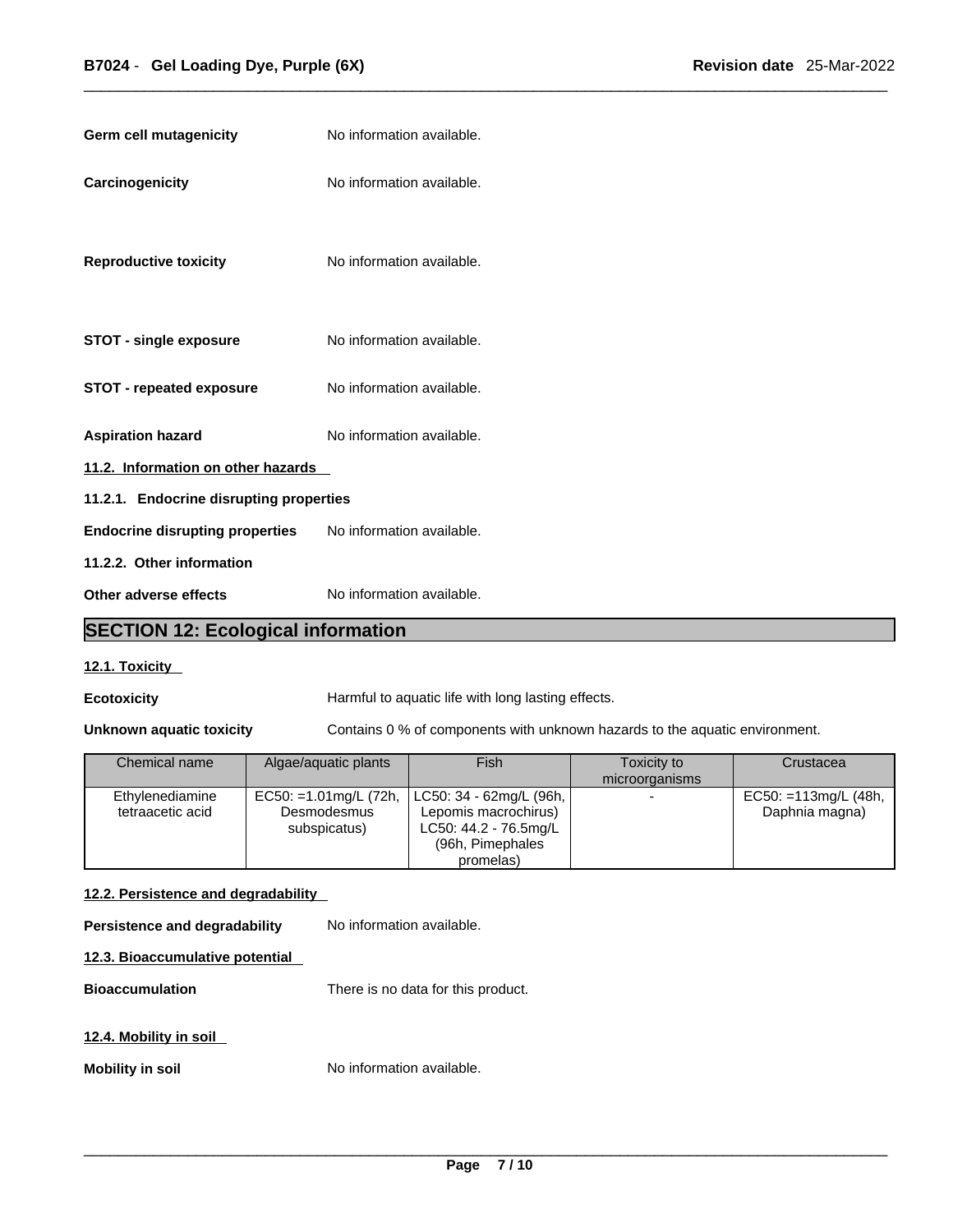**Germ cell mutagenicity** No information available.

**Carcinogenicity** No information available.

**Reproductive toxicity** No information available.

**STOT - single exposure** No information available.

**STOT - repeated exposure** No information available.

**Aspiration hazard** No information available.

**11.2. Information on other hazards**

**11.2.1. Endocrine disrupting properties**

**Endocrine disrupting properties** No information available.

**11.2.2. Other information**

**Other adverse effects** No information available.

## SECTION 12: Ecological information

**12.1. Toxicity**

**Ecotoxicity** Harmful to aquatic life with long lasting effects.

**Unknown aquatic toxicity** Contains 0 % of components with unknown hazards to the aquatic environment.

| Chemical name | Algae/aquatic plants | Fish | Toxicity to microorganisms | Crustacea |
|---|---|---|---|---|
| Ethylenediamine tetraacetic acid | EC50: =1.01mg/L (72h, Desmodesmus subspicatus) | LC50: 34 - 62mg/L (96h, Lepomis macrochirus) LC50: 44.2 - 76.5mg/L (96h, Pimephales promelas) | - | EC50: =113mg/L (48h, Daphnia magna) |

**12.2. Persistence and degradability**

**Persistence and degradability** No information available.

**12.3. Bioaccumulative potential**

**Bioaccumulation** There is no data for this product.

**12.4. Mobility in soil**

**Mobility in soil** No information available.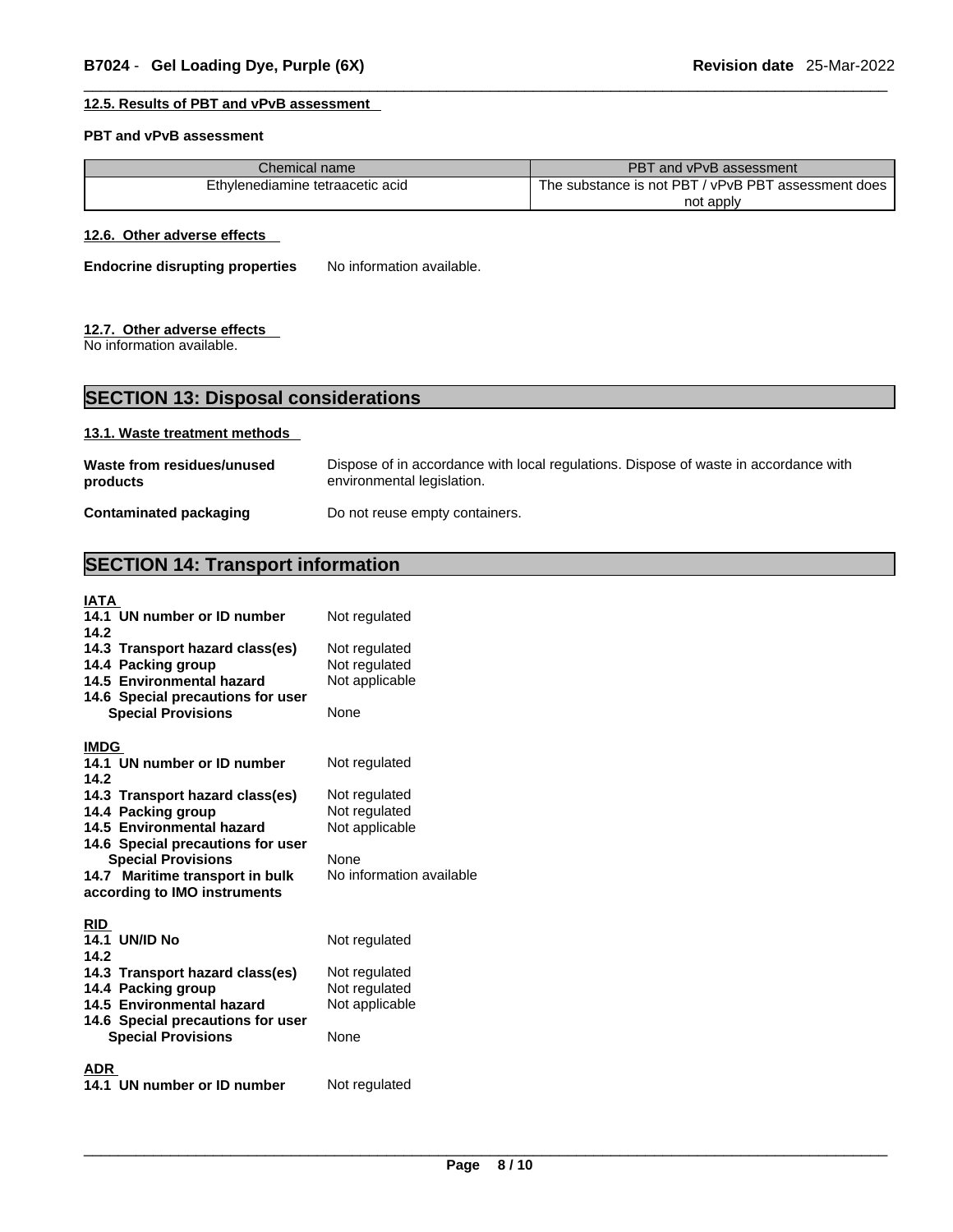#### 12.5. Results of PBT and vPvB assessment

**PBT and vPvB assessment**

| Chemical name | PBT and vPvB assessment |
| --- | --- |
| Ethylenediamine tetraacetic acid | The substance is not PBT / vPvB PBT assessment does not apply |

#### 12.6. Other adverse effects

**Endocrine disrupting properties** No information available.

#### 12.7. Other adverse effects

No information available.

## SECTION 13: Disposal considerations

#### 13.1. Waste treatment methods

**Waste from residues/unused products** Dispose of in accordance with local regulations. Dispose of waste in accordance with environmental legislation.

**Contaminated packaging** Do not reuse empty containers.

## SECTION 14: Transport information

**IATA**

**14.1 UN number or ID number** Not regulated
**14.2**
**14.3 Transport hazard class(es)** Not regulated
**14.4 Packing group** Not regulated
**14.5 Environmental hazard** Not applicable
**14.6 Special precautions for user**
**Special Provisions** None

**IMDG**

**14.1 UN number or ID number** Not regulated
**14.2**
**14.3 Transport hazard class(es)** Not regulated
**14.4 Packing group** Not regulated
**14.5 Environmental hazard** Not applicable
**14.6 Special precautions for user**
**Special Provisions** None
**14.7 Maritime transport in bulk according to IMO instruments** No information available

**RID**

**14.1 UN/ID No** Not regulated
**14.2**
**14.3 Transport hazard class(es)** Not regulated
**14.4 Packing group** Not regulated
**14.5 Environmental hazard** Not applicable
**14.6 Special precautions for user**
**Special Provisions** None

**ADR**

**14.1 UN number or ID number** Not regulated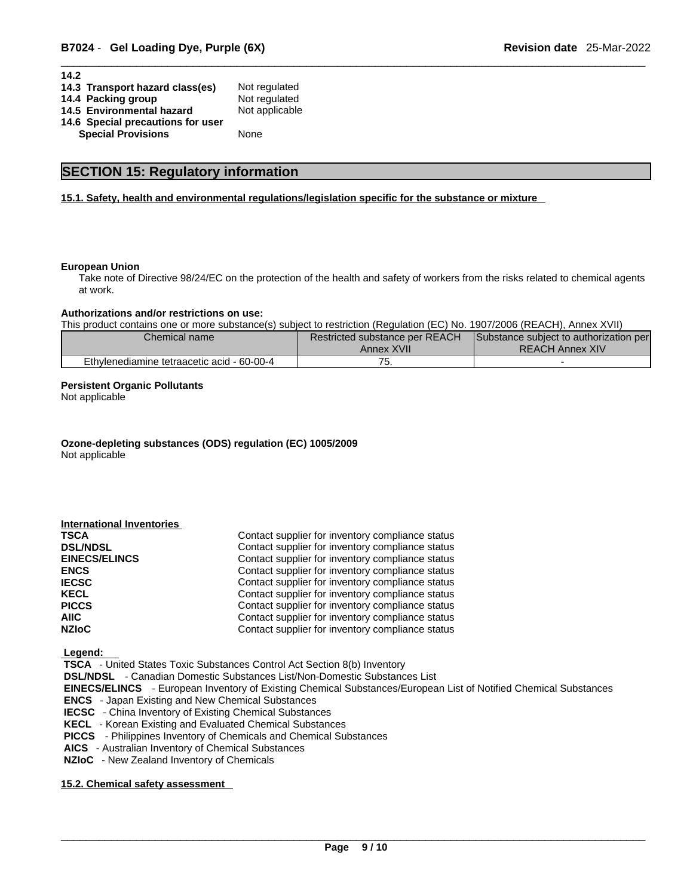**14.2**

**14.3 Transport hazard class(es)** Not regulated
**14.4 Packing group** Not regulated
**14.5 Environmental hazard** Not applicable
**14.6 Special precautions for user**
**Special Provisions** None

## SECTION 15: Regulatory information

**15.1. Safety, health and environmental regulations/legislation specific for the substance or mixture**

**European Union**

Take note of Directive 98/24/EC on the protection of the health and safety of workers from the risks related to chemical agents at work.

**Authorizations and/or restrictions on use:**

This product contains one or more substance(s) subject to restriction (Regulation (EC) No. 1907/2006 (REACH), Annex XVII)

| Chemical name | Restricted substance per REACH Annex XVII | Substance subject to authorization per REACH Annex XIV |
|---|---|---|
| Ethylenediamine tetraacetic acid - 60-00-4 | 75. | - |

**Persistent Organic Pollutants**
Not applicable

**Ozone-depleting substances (ODS) regulation (EC) 1005/2009**
Not applicable

**International Inventories**

| | |
|---|---|
| **TSCA** | Contact supplier for inventory compliance status |
| **DSL/NDSL** | Contact supplier for inventory compliance status |
| **EINECS/ELINCS** | Contact supplier for inventory compliance status |
| **ENCS** | Contact supplier for inventory compliance status |
| **IECSC** | Contact supplier for inventory compliance status |
| **KECL** | Contact supplier for inventory compliance status |
| **PICCS** | Contact supplier for inventory compliance status |
| **AIIC** | Contact supplier for inventory compliance status |
| **NZIoC** | Contact supplier for inventory compliance status |

**Legend:**

**TSCA** - United States Toxic Substances Control Act Section 8(b) Inventory
**DSL/NDSL** - Canadian Domestic Substances List/Non-Domestic Substances List
**EINECS/ELINCS** - European Inventory of Existing Chemical Substances/European List of Notified Chemical Substances
**ENCS** - Japan Existing and New Chemical Substances
**IECSC** - China Inventory of Existing Chemical Substances
**KECL** - Korean Existing and Evaluated Chemical Substances
**PICCS** - Philippines Inventory of Chemicals and Chemical Substances
**AICS** - Australian Inventory of Chemical Substances
**NZIoC** - New Zealand Inventory of Chemicals

**15.2. Chemical safety assessment**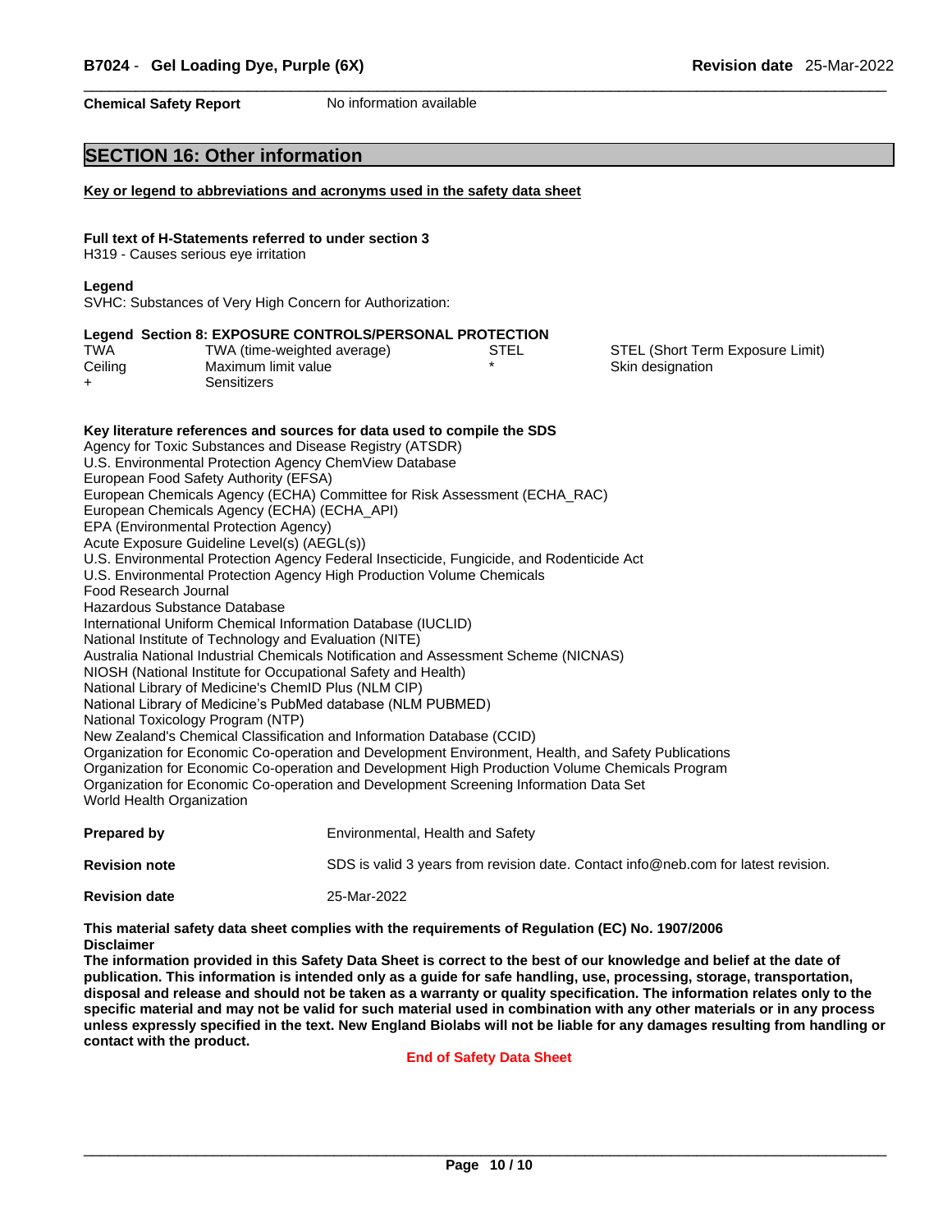**Chemical Safety Report** No information available

## SECTION 16: Other information

**Key or legend to abbreviations and acronyms used in the safety data sheet**

**Full text of H-Statements referred to under section 3**
H319 - Causes serious eye irritation

**Legend**
SVHC: Substances of Very High Concern for Authorization:

**Legend Section 8: EXPOSURE CONTROLS/PERSONAL PROTECTION**

| | | | |
|---|---|---|---|
| TWA | TWA (time-weighted average) | STEL | STEL (Short Term Exposure Limit) |
| Ceiling | Maximum limit value | * | Skin designation |
| + | Sensitizers | | |

**Key literature references and sources for data used to compile the SDS**
Agency for Toxic Substances and Disease Registry (ATSDR)
U.S. Environmental Protection Agency ChemView Database
European Food Safety Authority (EFSA)
European Chemicals Agency (ECHA) Committee for Risk Assessment (ECHA_RAC)
European Chemicals Agency (ECHA) (ECHA_API)
EPA (Environmental Protection Agency)
Acute Exposure Guideline Level(s) (AEGL(s))
U.S. Environmental Protection Agency Federal Insecticide, Fungicide, and Rodenticide Act
U.S. Environmental Protection Agency High Production Volume Chemicals
Food Research Journal
Hazardous Substance Database
International Uniform Chemical Information Database (IUCLID)
National Institute of Technology and Evaluation (NITE)
Australia National Industrial Chemicals Notification and Assessment Scheme (NICNAS)
NIOSH (National Institute for Occupational Safety and Health)
National Library of Medicine's ChemID Plus (NLM CIP)
National Library of Medicine's PubMed database (NLM PUBMED)
National Toxicology Program (NTP)
New Zealand's Chemical Classification and Information Database (CCID)
Organization for Economic Co-operation and Development Environment, Health, and Safety Publications
Organization for Economic Co-operation and Development High Production Volume Chemicals Program
Organization for Economic Co-operation and Development Screening Information Data Set
World Health Organization

**Prepared by** Environmental, Health and Safety

**Revision note** SDS is valid 3 years from revision date. Contact info@neb.com for latest revision.

**Revision date** 25-Mar-2022

**This material safety data sheet complies with the requirements of Regulation (EC) No. 1907/2006**
**Disclaimer**
**The information provided in this Safety Data Sheet is correct to the best of our knowledge and belief at the date of publication. This information is intended only as a guide for safe handling, use, processing, storage, transportation, disposal and release and should not be taken as a warranty or quality specification. The information relates only to the specific material and may not be valid for such material used in combination with any other materials or in any process unless expressly specified in the text. New England Biolabs will not be liable for any damages resulting from handling or contact with the product.**

**End of Safety Data Sheet**